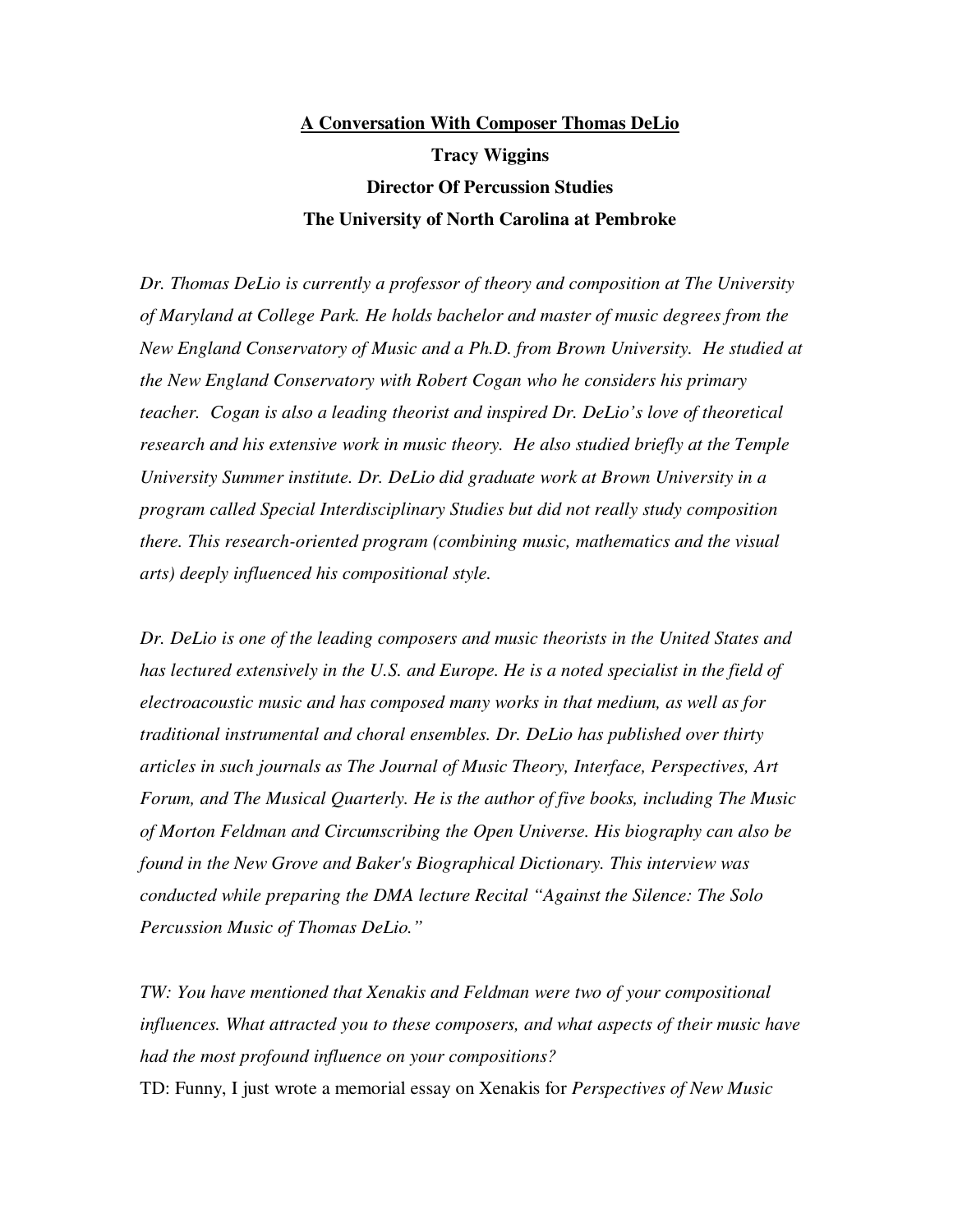# A Conversation With Composer Thomas DeLio

**Tracy Wiggins**

**Director Of Percussion Studies**

**The University of North Carolina at Pembroke**

*Dr. Thomas DeLio is currently a professor of theory and composition at The University of Maryland at College Park. He holds bachelor and master of music degrees from the New England Conservatory of Music and a Ph.D. from Brown University. He studied at the New England Conservatory with Robert Cogan who he considers his primary teacher. Cogan is also a leading theorist and inspired Dr. DeLio's love of theoretical research and his extensive work in music theory. He also studied briefly at the Temple University Summer institute. Dr. DeLio did graduate work at Brown University in a program called Special Interdisciplinary Studies but did not really study composition there. This research-oriented program (combining music, mathematics and the visual arts) deeply influenced his compositional style.*

*Dr. DeLio is one of the leading composers and music theorists in the United States and has lectured extensively in the U.S. and Europe. He is a noted specialist in the field of electroacoustic music and has composed many works in that medium, as well as for traditional instrumental and choral ensembles. Dr. DeLio has published over thirty articles in such journals as The Journal of Music Theory, Interface, Perspectives, Art Forum, and The Musical Quarterly. He is the author of five books, including The Music of Morton Feldman and Circumscribing the Open Universe. His biography can also be found in the New Grove and Baker's Biographical Dictionary. This interview was conducted while preparing the DMA lecture Recital "Against the Silence: The Solo Percussion Music of Thomas DeLio."*

*TW: You have mentioned that Xenakis and Feldman were two of your compositional influences. What attracted you to these composers, and what aspects of their music have had the most profound influence on your compositions?*

TD: Funny, I just wrote a memorial essay on Xenakis for *Perspectives of New Music*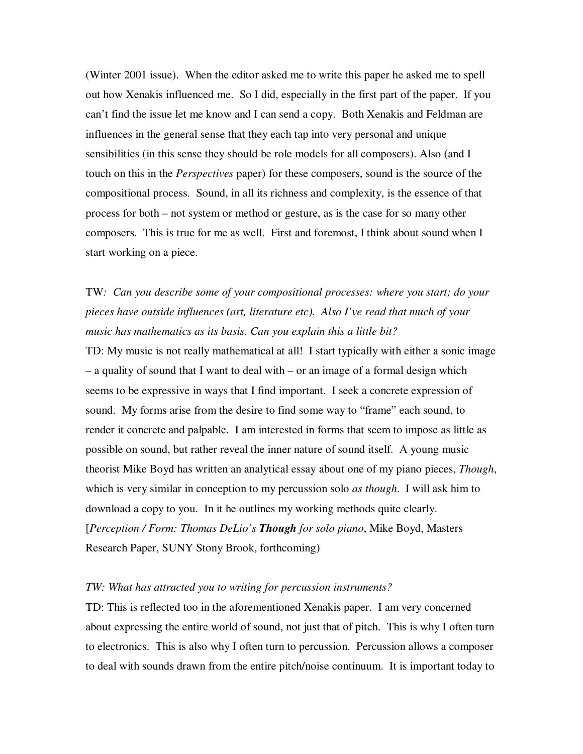(Winter 2001 issue). When the editor asked me to write this paper he asked me to spell out how Xenakis influenced me. So I did, especially in the first part of the paper. If you can't find the issue let me know and I can send a copy. Both Xenakis and Feldman are influences in the general sense that they each tap into very personal and unique sensibilities (in this sense they should be role models for all composers). Also (and I touch on this in the *Perspectives* paper) for these composers, sound is the source of the compositional process. Sound, in all its richness and complexity, is the essence of that process for both – not system or method or gesture, as is the case for so many other composers. This is true for me as well. First and foremost, I think about sound when I start working on a piece.

TW*: Can you describe some of your compositional processes: where you start; do your pieces have outside influences (art, literature etc). Also I've read that much of your music has mathematics as its basis. Can you explain this a little bit?*

TD: My music is not really mathematical at all! I start typically with either a sonic image – a quality of sound that I want to deal with – or an image of a formal design which seems to be expressive in ways that I find important. I seek a concrete expression of sound. My forms arise from the desire to find some way to "frame" each sound, to render it concrete and palpable. I am interested in forms that seem to impose as little as possible on sound, but rather reveal the inner nature of sound itself. A young music theorist Mike Boyd has written an analytical essay about one of my piano pieces, *Though*, which is very similar in conception to my percussion solo *as though*. I will ask him to download a copy to you. In it he outlines my working methods quite clearly. [*Perception / Form: Thomas DeLio's* ***Though*** *for solo piano*, Mike Boyd, Masters Research Paper, SUNY Stony Brook, forthcoming)

*TW: What has attracted you to writing for percussion instruments?*

TD: This is reflected too in the aforementioned Xenakis paper. I am very concerned about expressing the entire world of sound, not just that of pitch. This is why I often turn to electronics. This is also why I often turn to percussion. Percussion allows a composer to deal with sounds drawn from the entire pitch/noise continuum. It is important today to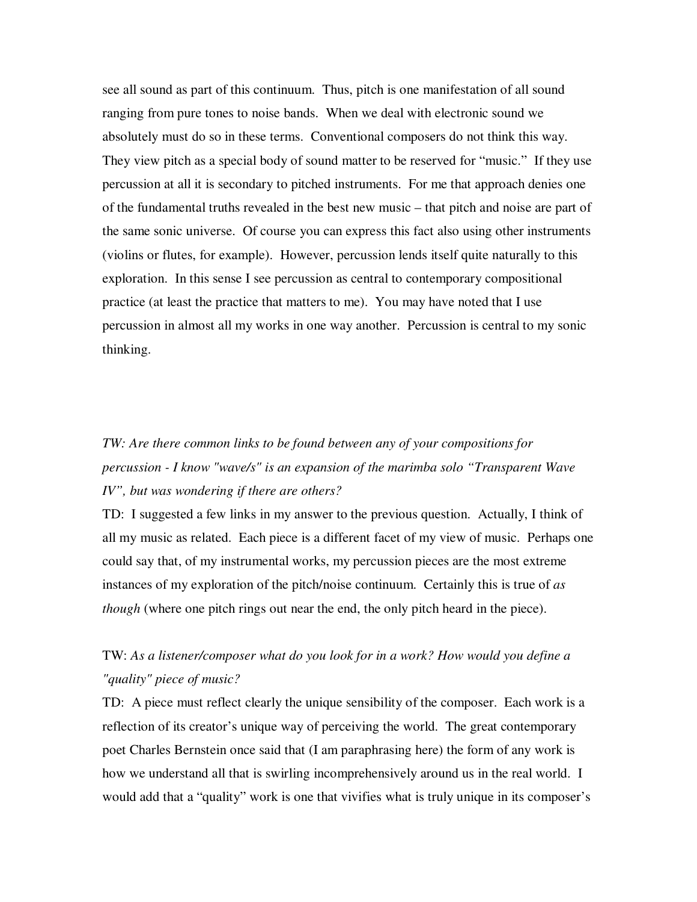see all sound as part of this continuum. Thus, pitch is one manifestation of all sound ranging from pure tones to noise bands. When we deal with electronic sound we absolutely must do so in these terms. Conventional composers do not think this way. They view pitch as a special body of sound matter to be reserved for "music." If they use percussion at all it is secondary to pitched instruments. For me that approach denies one of the fundamental truths revealed in the best new music – that pitch and noise are part of the same sonic universe. Of course you can express this fact also using other instruments (violins or flutes, for example). However, percussion lends itself quite naturally to this exploration. In this sense I see percussion as central to contemporary compositional practice (at least the practice that matters to me). You may have noted that I use percussion in almost all my works in one way another. Percussion is central to my sonic thinking.

*TW: Are there common links to be found between any of your compositions for percussion - I know "wave/s" is an expansion of the marimba solo "Transparent Wave IV", but was wondering if there are others?*

TD: I suggested a few links in my answer to the previous question. Actually, I think of all my music as related. Each piece is a different facet of my view of music. Perhaps one could say that, of my instrumental works, my percussion pieces are the most extreme instances of my exploration of the pitch/noise continuum. Certainly this is true of *as though* (where one pitch rings out near the end, the only pitch heard in the piece).

TW: *As a listener/composer what do you look for in a work? How would you define a "quality" piece of music?*

TD: A piece must reflect clearly the unique sensibility of the composer. Each work is a reflection of its creator's unique way of perceiving the world. The great contemporary poet Charles Bernstein once said that (I am paraphrasing here) the form of any work is how we understand all that is swirling incomprehensively around us in the real world. I would add that a "quality" work is one that vivifies what is truly unique in its composer's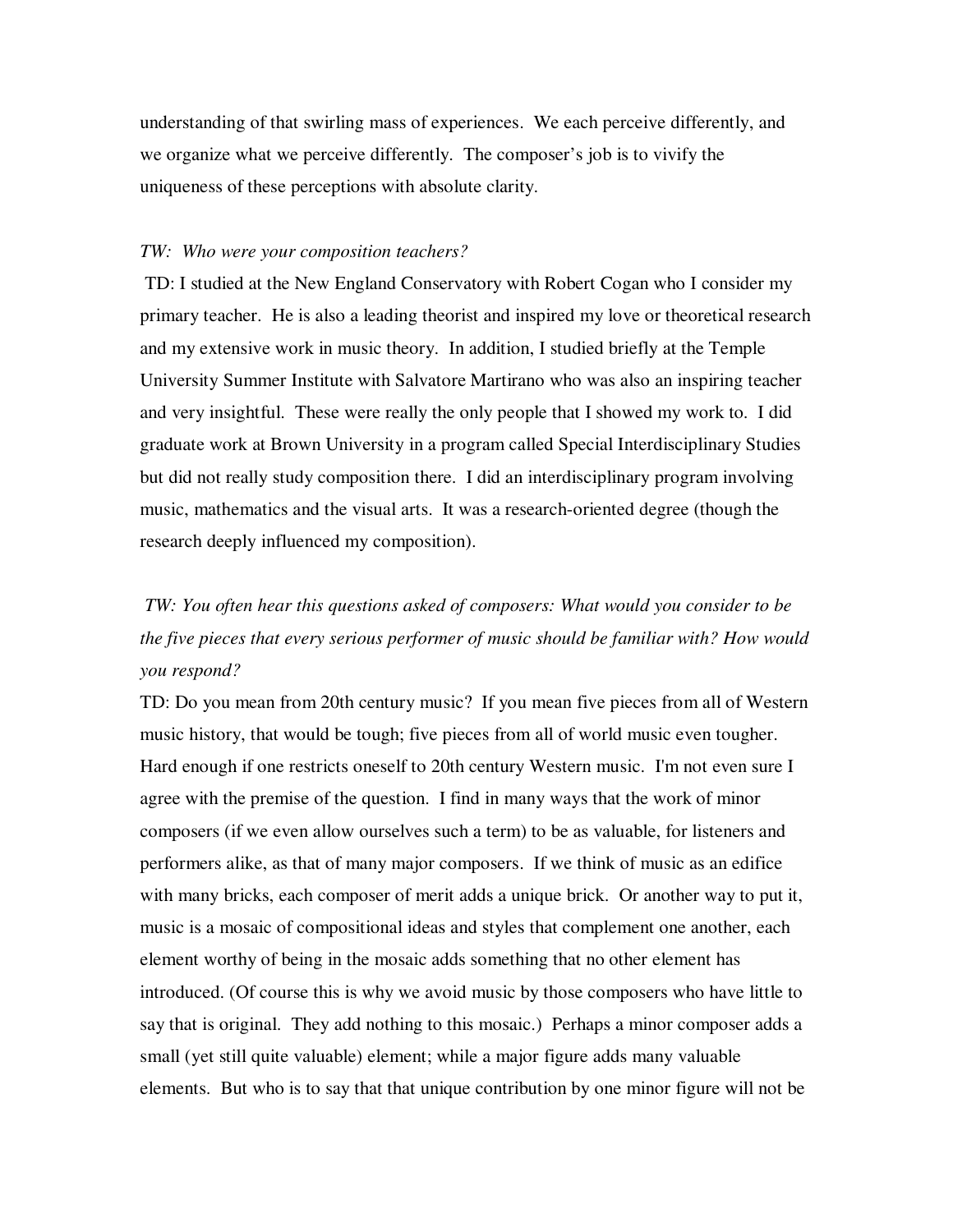understanding of that swirling mass of experiences. We each perceive differently, and we organize what we perceive differently. The composer's job is to vivify the uniqueness of these perceptions with absolute clarity.

*TW: Who were your composition teachers?*

TD: I studied at the New England Conservatory with Robert Cogan who I consider my primary teacher. He is also a leading theorist and inspired my love or theoretical research and my extensive work in music theory. In addition, I studied briefly at the Temple University Summer Institute with Salvatore Martirano who was also an inspiring teacher and very insightful. These were really the only people that I showed my work to. I did graduate work at Brown University in a program called Special Interdisciplinary Studies but did not really study composition there. I did an interdisciplinary program involving music, mathematics and the visual arts. It was a research-oriented degree (though the research deeply influenced my composition).

*TW: You often hear this questions asked of composers: What would you consider to be the five pieces that every serious performer of music should be familiar with? How would you respond?*

TD: Do you mean from 20th century music? If you mean five pieces from all of Western music history, that would be tough; five pieces from all of world music even tougher. Hard enough if one restricts oneself to 20th century Western music. I'm not even sure I agree with the premise of the question. I find in many ways that the work of minor composers (if we even allow ourselves such a term) to be as valuable, for listeners and performers alike, as that of many major composers. If we think of music as an edifice with many bricks, each composer of merit adds a unique brick. Or another way to put it, music is a mosaic of compositional ideas and styles that complement one another, each element worthy of being in the mosaic adds something that no other element has introduced. (Of course this is why we avoid music by those composers who have little to say that is original. They add nothing to this mosaic.) Perhaps a minor composer adds a small (yet still quite valuable) element; while a major figure adds many valuable elements. But who is to say that that unique contribution by one minor figure will not be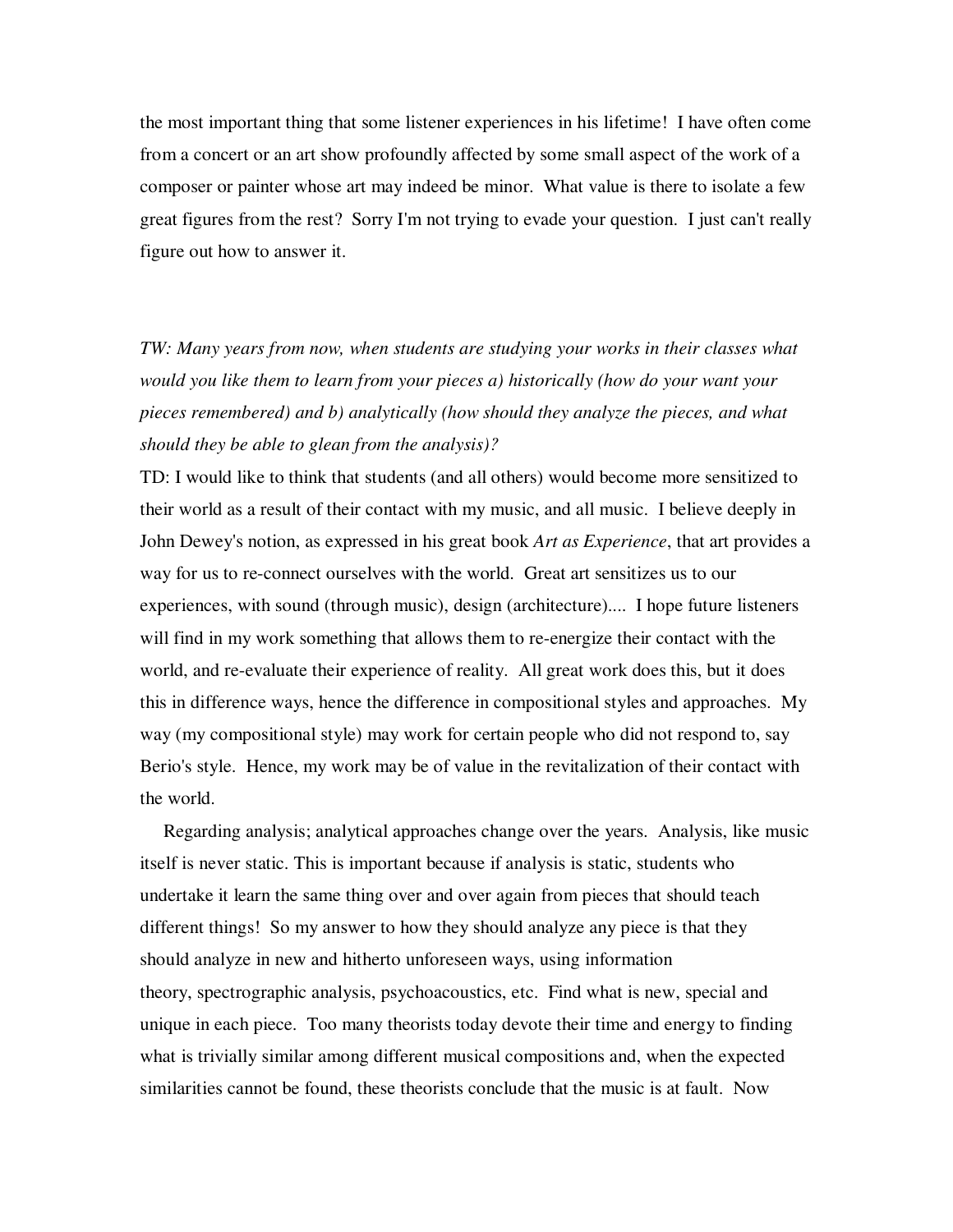the most important thing that some listener experiences in his lifetime! I have often come from a concert or an art show profoundly affected by some small aspect of the work of a composer or painter whose art may indeed be minor. What value is there to isolate a few great figures from the rest? Sorry I'm not trying to evade your question. I just can't really figure out how to answer it.

*TW: Many years from now, when students are studying your works in their classes what would you like them to learn from your pieces a) historically (how do your want your pieces remembered) and b) analytically (how should they analyze the pieces, and what should they be able to glean from the analysis)?*

TD: I would like to think that students (and all others) would become more sensitized to their world as a result of their contact with my music, and all music. I believe deeply in John Dewey's notion, as expressed in his great book *Art as Experience*, that art provides a way for us to re-connect ourselves with the world. Great art sensitizes us to our experiences, with sound (through music), design (architecture).... I hope future listeners will find in my work something that allows them to re-energize their contact with the world, and re-evaluate their experience of reality. All great work does this, but it does this in difference ways, hence the difference in compositional styles and approaches. My way (my compositional style) may work for certain people who did not respond to, say Berio's style. Hence, my work may be of value in the revitalization of their contact with the world.

Regarding analysis; analytical approaches change over the years. Analysis, like music itself is never static. This is important because if analysis is static, students who undertake it learn the same thing over and over again from pieces that should teach different things! So my answer to how they should analyze any piece is that they should analyze in new and hitherto unforeseen ways, using information theory, spectrographic analysis, psychoacoustics, etc. Find what is new, special and unique in each piece. Too many theorists today devote their time and energy to finding what is trivially similar among different musical compositions and, when the expected similarities cannot be found, these theorists conclude that the music is at fault. Now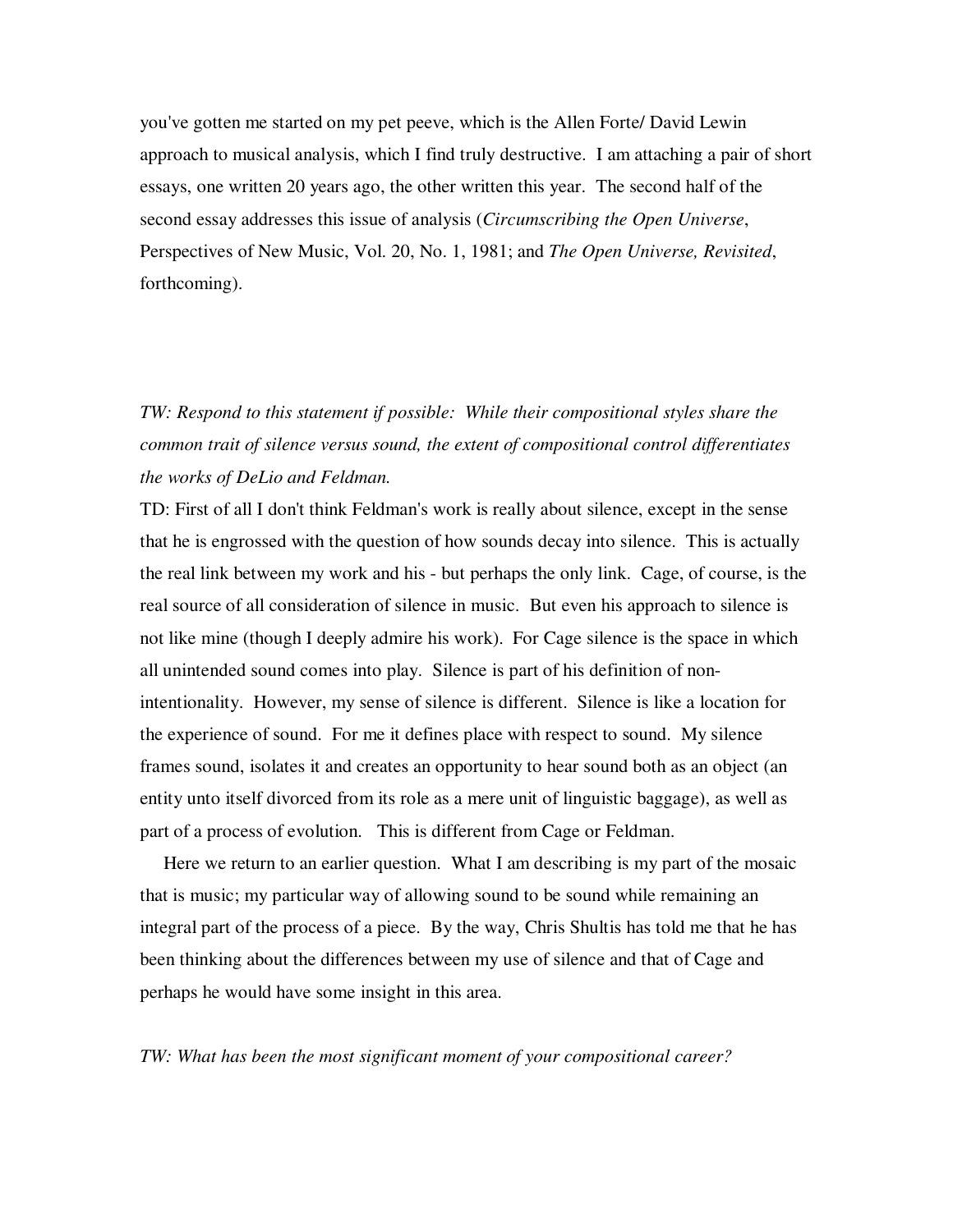you've gotten me started on my pet peeve, which is the Allen Forte/ David Lewin approach to musical analysis, which I find truly destructive. I am attaching a pair of short essays, one written 20 years ago, the other written this year. The second half of the second essay addresses this issue of analysis (*Circumscribing the Open Universe*, Perspectives of New Music, Vol. 20, No. 1, 1981; and *The Open Universe, Revisited*, forthcoming).

*TW: Respond to this statement if possible: While their compositional styles share the common trait of silence versus sound, the extent of compositional control differentiates the works of DeLio and Feldman.*

TD: First of all I don't think Feldman's work is really about silence, except in the sense that he is engrossed with the question of how sounds decay into silence. This is actually the real link between my work and his - but perhaps the only link. Cage, of course, is the real source of all consideration of silence in music. But even his approach to silence is not like mine (though I deeply admire his work). For Cage silence is the space in which all unintended sound comes into play. Silence is part of his definition of non-intentionality. However, my sense of silence is different. Silence is like a location for the experience of sound. For me it defines place with respect to sound. My silence frames sound, isolates it and creates an opportunity to hear sound both as an object (an entity unto itself divorced from its role as a mere unit of linguistic baggage), as well as part of a process of evolution. This is different from Cage or Feldman.

Here we return to an earlier question. What I am describing is my part of the mosaic that is music; my particular way of allowing sound to be sound while remaining an integral part of the process of a piece. By the way, Chris Shultis has told me that he has been thinking about the differences between my use of silence and that of Cage and perhaps he would have some insight in this area.

*TW: What has been the most significant moment of your compositional career?*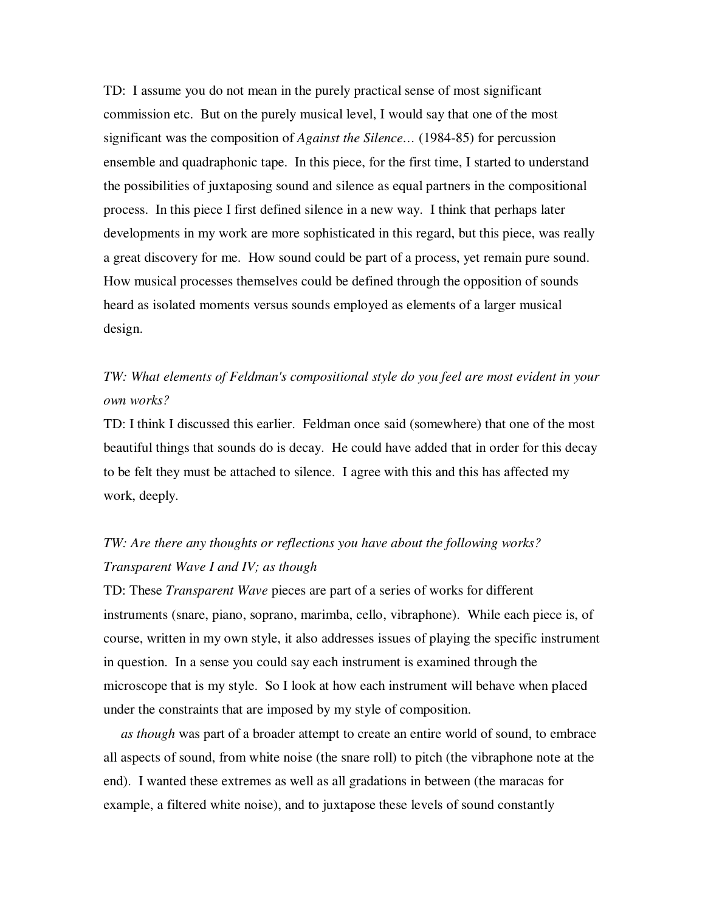TD: I assume you do not mean in the purely practical sense of most significant commission etc. But on the purely musical level, I would say that one of the most significant was the composition of *Against the Silence…* (1984-85) for percussion ensemble and quadraphonic tape. In this piece, for the first time, I started to understand the possibilities of juxtaposing sound and silence as equal partners in the compositional process. In this piece I first defined silence in a new way. I think that perhaps later developments in my work are more sophisticated in this regard, but this piece, was really a great discovery for me. How sound could be part of a process, yet remain pure sound. How musical processes themselves could be defined through the opposition of sounds heard as isolated moments versus sounds employed as elements of a larger musical design.

*TW: What elements of Feldman's compositional style do you feel are most evident in your own works?*

TD: I think I discussed this earlier. Feldman once said (somewhere) that one of the most beautiful things that sounds do is decay. He could have added that in order for this decay to be felt they must be attached to silence. I agree with this and this has affected my work, deeply.

*TW: Are there any thoughts or reflections you have about the following works? Transparent Wave I and IV; as though*

TD: These *Transparent Wave* pieces are part of a series of works for different instruments (snare, piano, soprano, marimba, cello, vibraphone). While each piece is, of course, written in my own style, it also addresses issues of playing the specific instrument in question. In a sense you could say each instrument is examined through the microscope that is my style. So I look at how each instrument will behave when placed under the constraints that are imposed by my style of composition.

*as though* was part of a broader attempt to create an entire world of sound, to embrace all aspects of sound, from white noise (the snare roll) to pitch (the vibraphone note at the end). I wanted these extremes as well as all gradations in between (the maracas for example, a filtered white noise), and to juxtapose these levels of sound constantly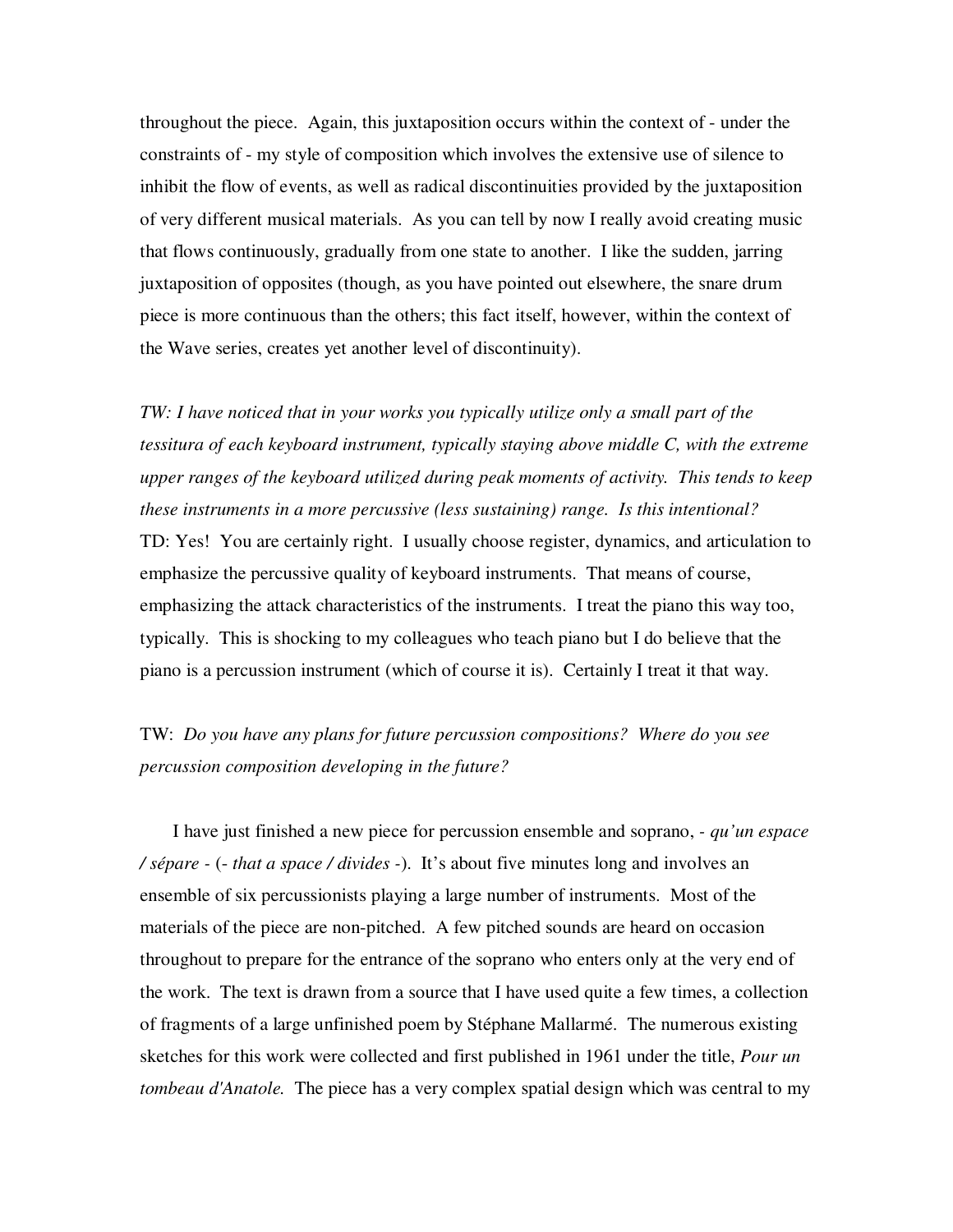throughout the piece. Again, this juxtaposition occurs within the context of - under the constraints of - my style of composition which involves the extensive use of silence to inhibit the flow of events, as well as radical discontinuities provided by the juxtaposition of very different musical materials. As you can tell by now I really avoid creating music that flows continuously, gradually from one state to another. I like the sudden, jarring juxtaposition of opposites (though, as you have pointed out elsewhere, the snare drum piece is more continuous than the others; this fact itself, however, within the context of the Wave series, creates yet another level of discontinuity).

*TW: I have noticed that in your works you typically utilize only a small part of the tessitura of each keyboard instrument, typically staying above middle C, with the extreme upper ranges of the keyboard utilized during peak moments of activity. This tends to keep these instruments in a more percussive (less sustaining) range. Is this intentional?*
TD: Yes! You are certainly right. I usually choose register, dynamics, and articulation to emphasize the percussive quality of keyboard instruments. That means of course, emphasizing the attack characteristics of the instruments. I treat the piano this way too, typically. This is shocking to my colleagues who teach piano but I do believe that the piano is a percussion instrument (which of course it is). Certainly I treat it that way.

TW: *Do you have any plans for future percussion compositions? Where do you see percussion composition developing in the future?*

I have just finished a new piece for percussion ensemble and soprano, - *qu'un espace / sépare* - (- *that a space / divides* -). It's about five minutes long and involves an ensemble of six percussionists playing a large number of instruments. Most of the materials of the piece are non-pitched. A few pitched sounds are heard on occasion throughout to prepare for the entrance of the soprano who enters only at the very end of the work. The text is drawn from a source that I have used quite a few times, a collection of fragments of a large unfinished poem by Stéphane Mallarmé. The numerous existing sketches for this work were collected and first published in 1961 under the title, *Pour un tombeau d'Anatole.* The piece has a very complex spatial design which was central to my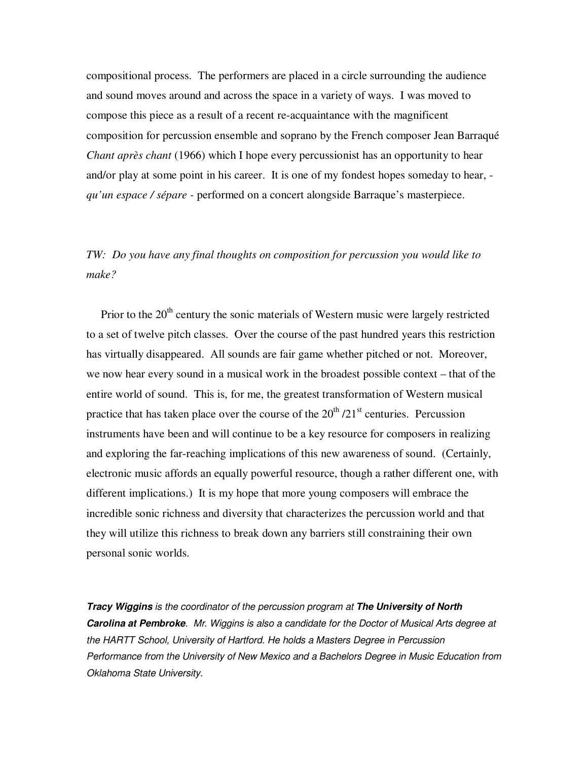compositional process. The performers are placed in a circle surrounding the audience and sound moves around and across the space in a variety of ways. I was moved to compose this piece as a result of a recent re-acquaintance with the magnificent composition for percussion ensemble and soprano by the French composer Jean Barraqué *Chant après chant* (1966) which I hope every percussionist has an opportunity to hear and/or play at some point in his career. It is one of my fondest hopes someday to hear, - *qu'un espace / sépare* - performed on a concert alongside Barraque's masterpiece.

*TW: Do you have any final thoughts on composition for percussion you would like to make?*

Prior to the 20th century the sonic materials of Western music were largely restricted to a set of twelve pitch classes. Over the course of the past hundred years this restriction has virtually disappeared. All sounds are fair game whether pitched or not. Moreover, we now hear every sound in a musical work in the broadest possible context – that of the entire world of sound. This is, for me, the greatest transformation of Western musical practice that has taken place over the course of the 20th /21st centuries. Percussion instruments have been and will continue to be a key resource for composers in realizing and exploring the far-reaching implications of this new awareness of sound. (Certainly, electronic music affords an equally powerful resource, though a rather different one, with different implications.) It is my hope that more young composers will embrace the incredible sonic richness and diversity that characterizes the percussion world and that they will utilize this richness to break down any barriers still constraining their own personal sonic worlds.

***Tracy Wiggins*** *is the coordinator of the percussion program at* ***The University of North Carolina at Pembroke****. Mr. Wiggins is also a candidate for the Doctor of Musical Arts degree at the HARTT School, University of Hartford. He holds a Masters Degree in Percussion Performance from the University of New Mexico and a Bachelors Degree in Music Education from Oklahoma State University.*